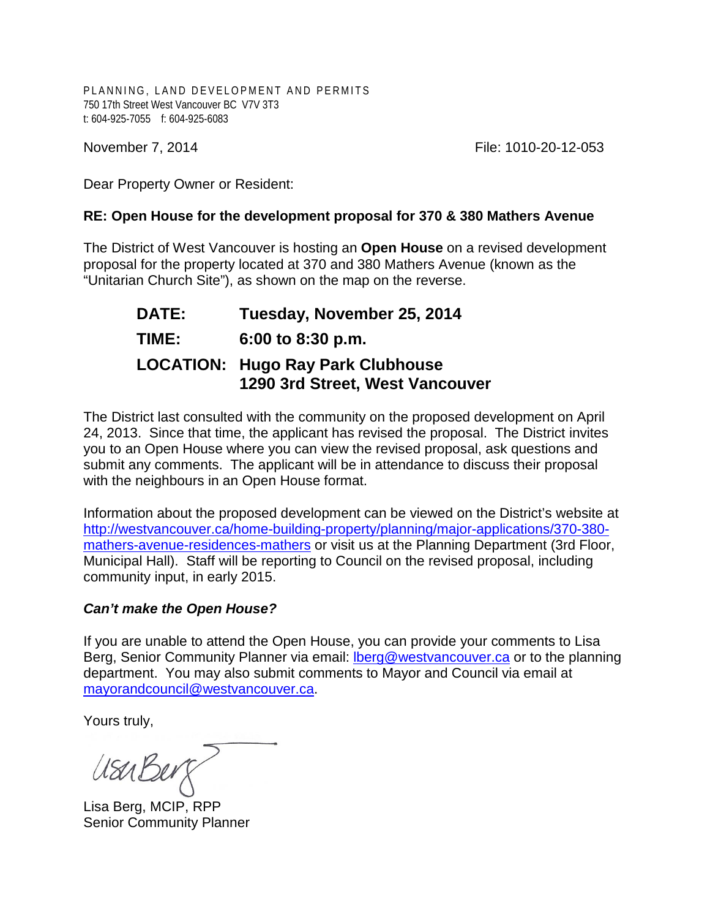PLANNING, LAND DEVELOPMENT AND PERMITS
750 17th Street West Vancouver BC V7V 3T3
t: 604-925-7055 f: 604-925-6083

November 7, 2014

File: 1010-20-12-053

Dear Property Owner or Resident:

**RE: Open House for the development proposal for 370 & 380 Mathers Avenue**

The District of West Vancouver is hosting an **Open House** on a revised development proposal for the property located at 370 and 380 Mathers Avenue (known as the "Unitarian Church Site"), as shown on the map on the reverse.

| | |
|---|---|
| **DATE:** | **Tuesday, November 25, 2014** |
| **TIME:** | **6:00 to 8:30 p.m.** |
| **LOCATION:** | **Hugo Ray Park Clubhouse**<br>**1290 3rd Street, West Vancouver** |

The District last consulted with the community on the proposed development on April 24, 2013. Since that time, the applicant has revised the proposal. The District invites you to an Open House where you can view the revised proposal, ask questions and submit any comments. The applicant will be in attendance to discuss their proposal with the neighbours in an Open House format.

Information about the proposed development can be viewed on the District's website at http://westvancouver.ca/home-building-property/planning/major-applications/370-380-mathers-avenue-residences-mathers or visit us at the Planning Department (3rd Floor, Municipal Hall). Staff will be reporting to Council on the revised proposal, including community input, in early 2015.

***Can't make the Open House?***

If you are unable to attend the Open House, you can provide your comments to Lisa Berg, Senior Community Planner via email: lberg@westvancouver.ca or to the planning department. You may also submit comments to Mayor and Council via email at mayorandcouncil@westvancouver.ca.

Yours truly,

Lisa Berg, MCIP, RPP
Senior Community Planner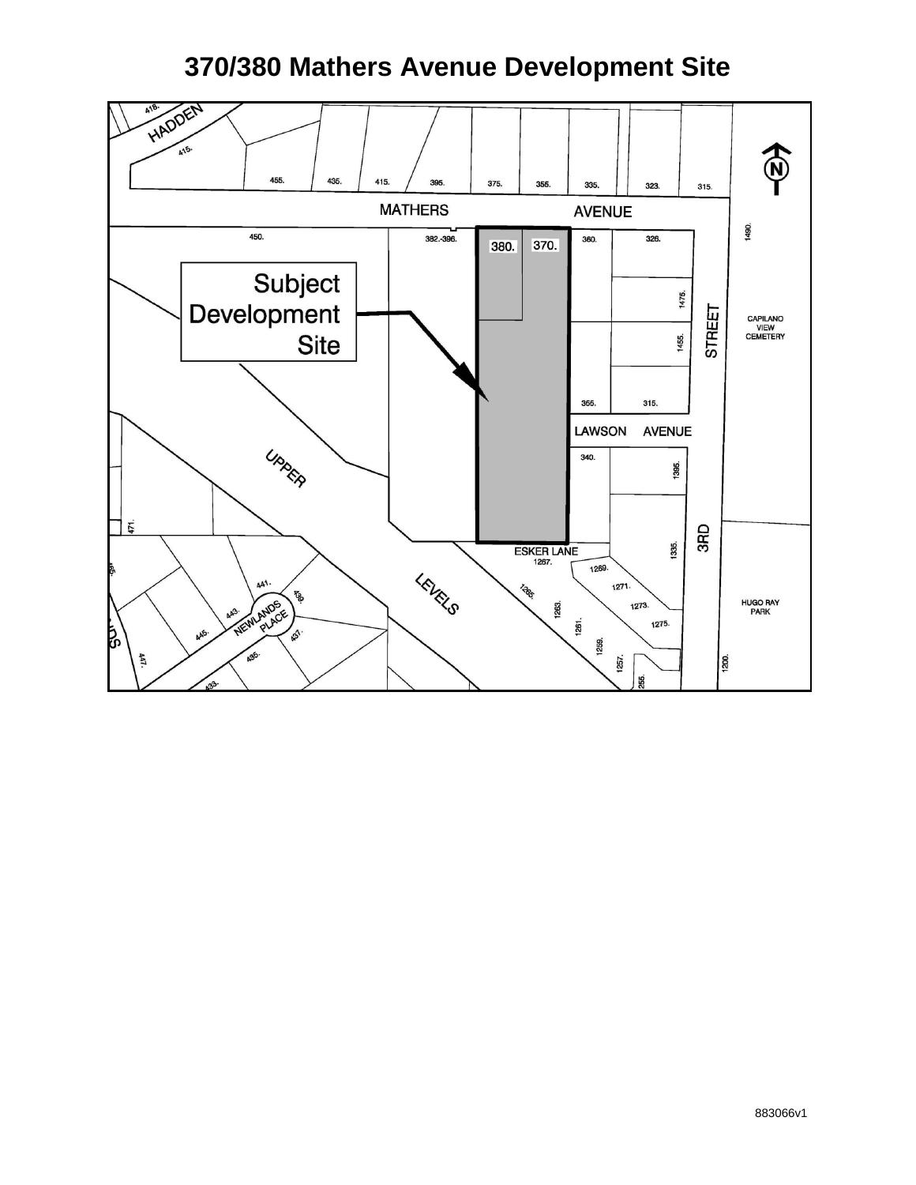# 370/380 Mathers Avenue Development Site

Subject Development Site

MATHERS AVENUE

LAWSON AVENUE

ESKER LANE

3RD STREET

UPPER LEVELS

HADDEN

NEWLANDS PLACE

CAPILANO VIEW CEMETERY

HUGO RAY PARK

380.
370.
360.
326.
382.-396.
450.
455.
435.
415.
395.
375.
355.
335.
323.
315.
418.
415.
1490.
1475.
1455.
355.
315.
340.
1395.
1335.
1267.
1269.
1271.
1273.
1275.
1265.
1263.
1261.
1259.
1257.
1255.
1200.
471.
441.
439.
443.
445.
437.
435.
433.
447.

883066v1